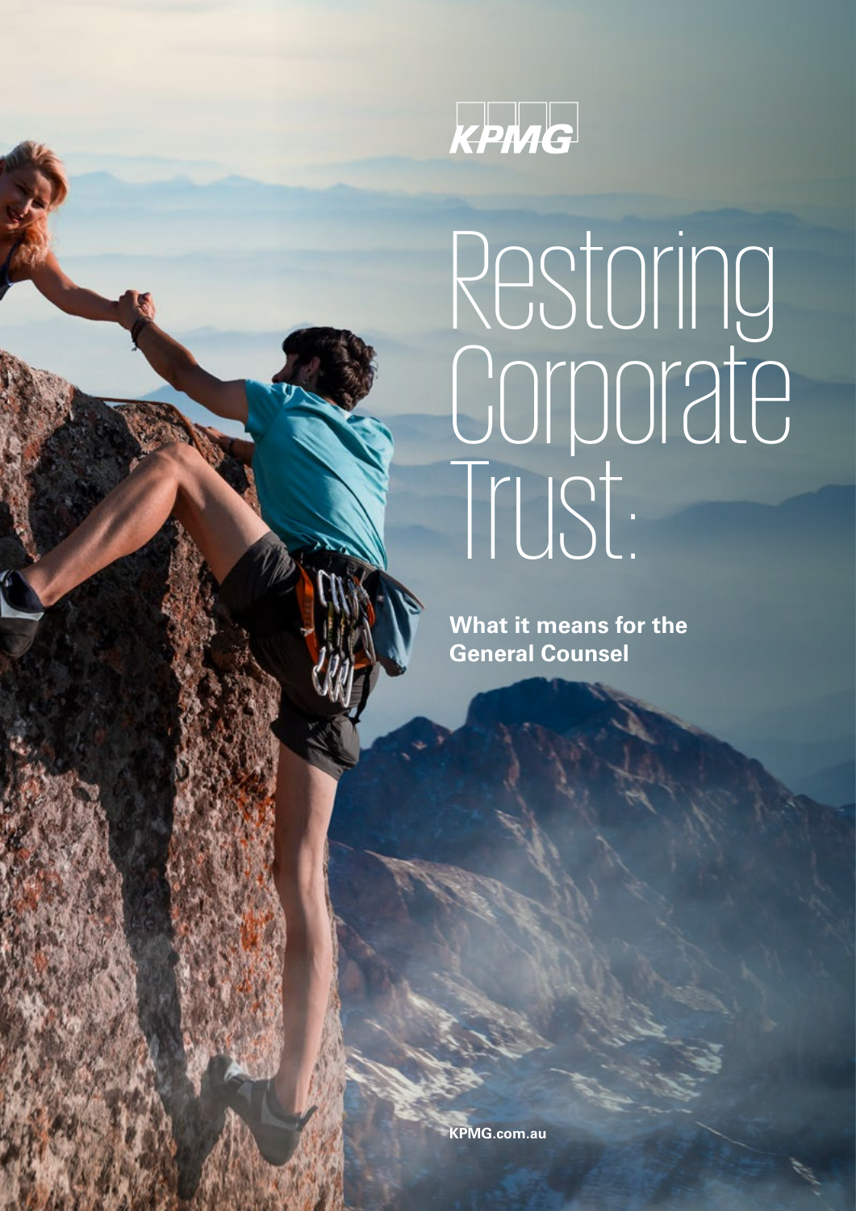KPMG

# Restoring Corporate Trust:

**What it means for the General Counsel**

**KPMG.com.au**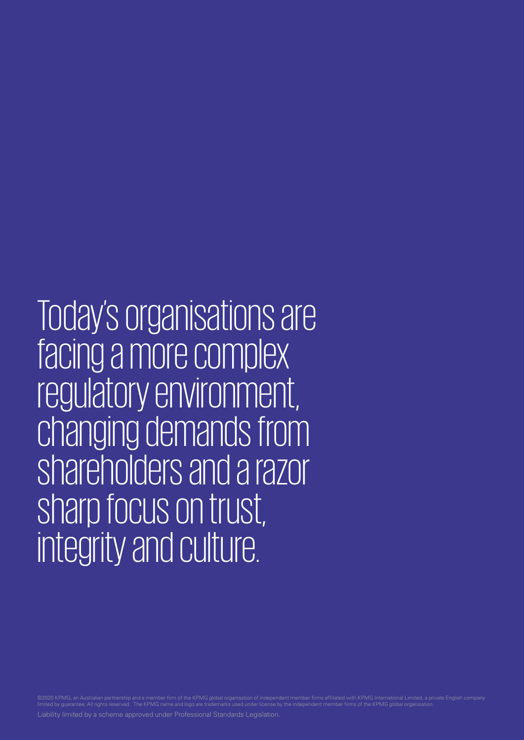Today's organisations are facing a more complex regulatory environment, changing demands from shareholders and a razor sharp focus on trust, integrity and culture.

©2020 KPMG, an Australian partnership and a member firm of the KPMG global organisation of independent member firms affiliated with KPMG International Limited, a private English company limited by guarantee. All rights reserved. The KPMG name and logo are trademarks used under license by the independent member firms of the KPMG global organisation.

Liability limited by a scheme approved under Professional Standards Legislation.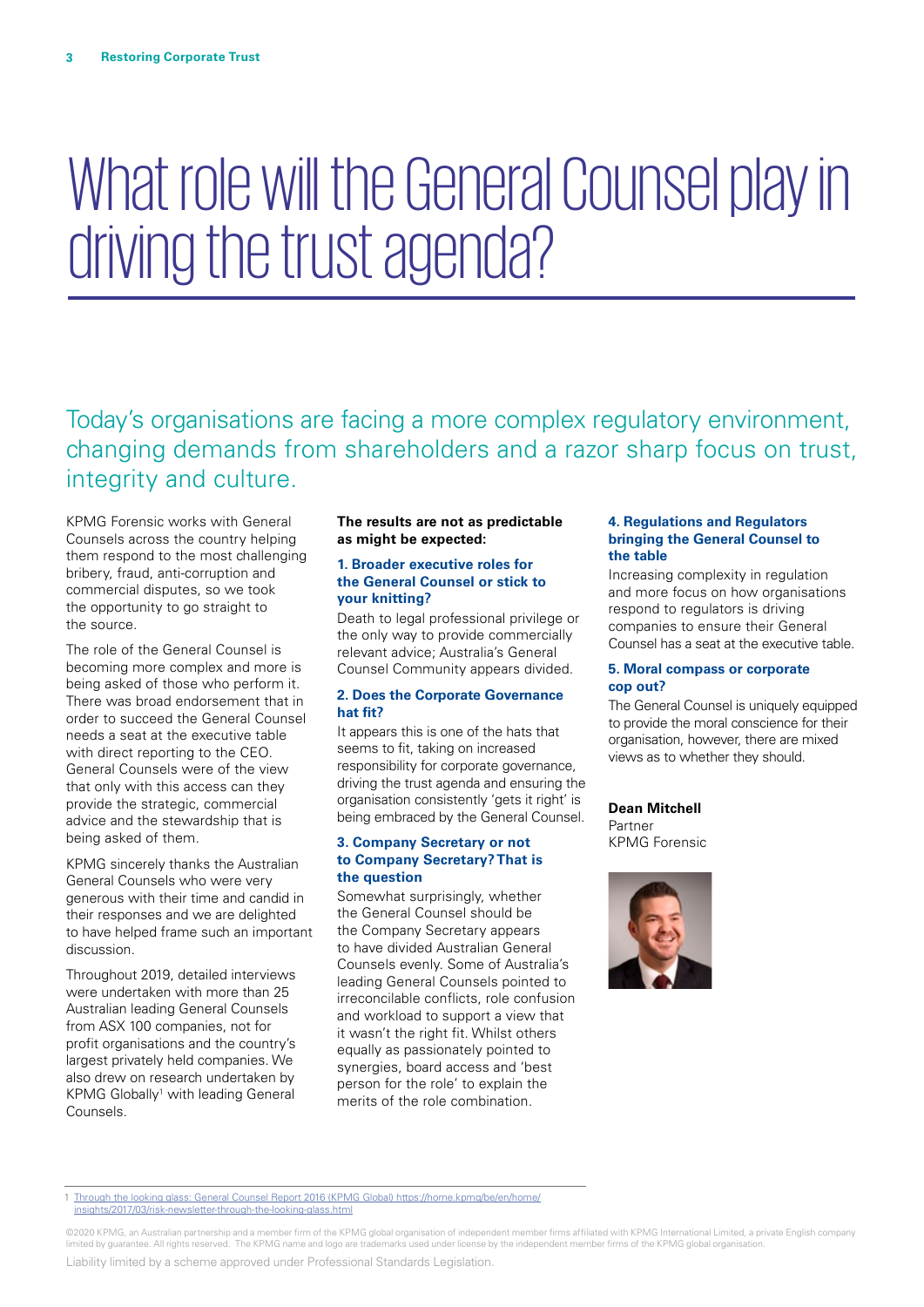# What role will the General Counsel play in driving the trust agenda?

## Today's organisations are facing a more complex regulatory environment, changing demands from shareholders and a razor sharp focus on trust, integrity and culture.

KPMG Forensic works with General Counsels across the country helping them respond to the most challenging bribery, fraud, anti-corruption and commercial disputes, so we took the opportunity to go straight to the source.

The role of the General Counsel is becoming more complex and more is being asked of those who perform it. There was broad endorsement that in order to succeed the General Counsel needs a seat at the executive table with direct reporting to the CEO. General Counsels were of the view that only with this access can they provide the strategic, commercial advice and the stewardship that is being asked of them.

KPMG sincerely thanks the Australian General Counsels who were very generous with their time and candid in their responses and we are delighted to have helped frame such an important discussion.

Throughout 2019, detailed interviews were undertaken with more than 25 Australian leading General Counsels from ASX 100 companies, not for profit organisations and the country's largest privately held companies. We also drew on research undertaken by KPMG Globally[1] with leading General Counsels.

**The results are not as predictable as might be expected:**

### 1. Broader executive roles for the General Counsel or stick to your knitting?

Death to legal professional privilege or the only way to provide commercially relevant advice; Australia's General Counsel Community appears divided.

### 2. Does the Corporate Governance hat fit?

It appears this is one of the hats that seems to fit, taking on increased responsibility for corporate governance, driving the trust agenda and ensuring the organisation consistently 'gets it right' is being embraced by the General Counsel.

### 3. Company Secretary or not to Company Secretary? That is the question

Somewhat surprisingly, whether the General Counsel should be the Company Secretary appears to have divided Australian General Counsels evenly. Some of Australia's leading General Counsels pointed to irreconcilable conflicts, role confusion and workload to support a view that it wasn't the right fit. Whilst others equally as passionately pointed to synergies, board access and 'best person for the role' to explain the merits of the role combination.

### 4. Regulations and Regulators bringing the General Counsel to the table

Increasing complexity in regulation and more focus on how organisations respond to regulators is driving companies to ensure their General Counsel has a seat at the executive table.

### 5. Moral compass or corporate cop out?

The General Counsel is uniquely equipped to provide the moral conscience for their organisation, however, there are mixed views as to whether they should.

**Dean Mitchell**
Partner
KPMG Forensic

---

[1] Through the looking glass: General Counsel Report 2016 (KPMG Global) https://home.kpmg/be/en/home/insights/2017/03/risk-newsletter-through-the-looking-glass.html

©2020 KPMG, an Australian partnership and a member firm of the KPMG global organisation of independent member firms affiliated with KPMG International Limited, a private English company limited by guarantee. All rights reserved. The KPMG name and logo are trademarks used under license by the independent member firms of the KPMG global organisation.

Liability limited by a scheme approved under Professional Standards Legislation.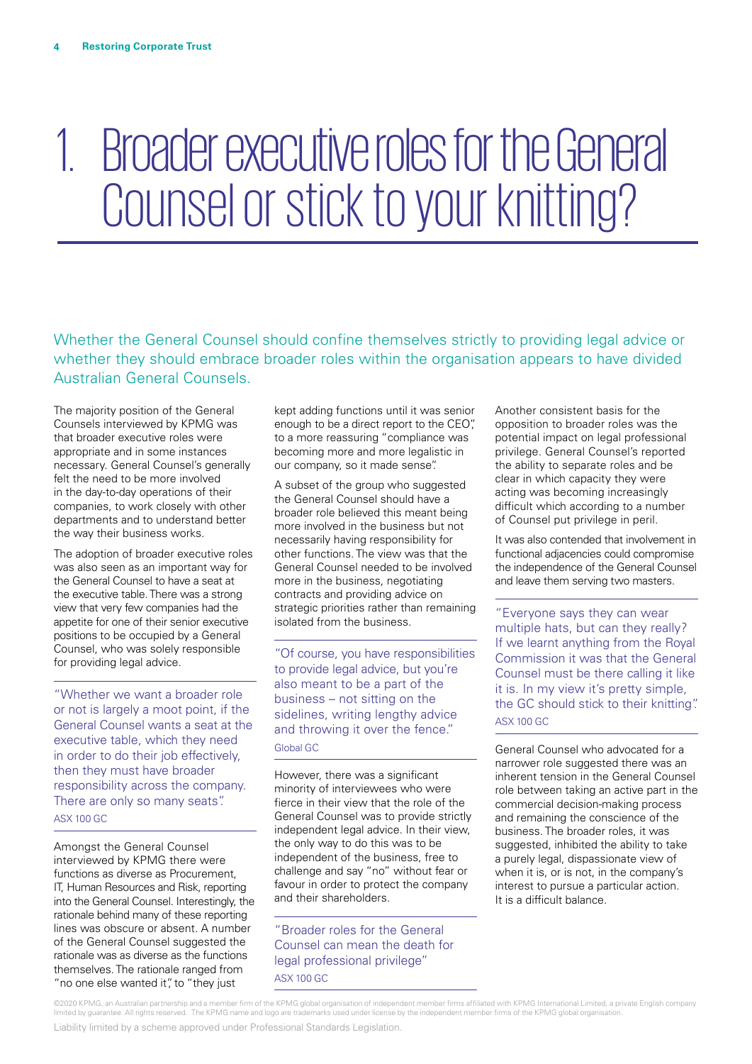# 1. Broader executive roles for the General Counsel or stick to your knitting?

Whether the General Counsel should confine themselves strictly to providing legal advice or whether they should embrace broader roles within the organisation appears to have divided Australian General Counsels.

The majority position of the General Counsels interviewed by KPMG was that broader executive roles were appropriate and in some instances necessary. General Counsel's generally felt the need to be more involved in the day-to-day operations of their companies, to work closely with other departments and to understand better the way their business works.

The adoption of broader executive roles was also seen as an important way for the General Counsel to have a seat at the executive table. There was a strong view that very few companies had the appetite for one of their senior executive positions to be occupied by a General Counsel, who was solely responsible for providing legal advice.

> "Whether we want a broader role or not is largely a moot point, if the General Counsel wants a seat at the executive table, which they need in order to do their job effectively, then they must have broader responsibility across the company. There are only so many seats".
>
> ASX 100 GC

Amongst the General Counsel interviewed by KPMG there were functions as diverse as Procurement, IT, Human Resources and Risk, reporting into the General Counsel. Interestingly, the rationale behind many of these reporting lines was obscure or absent. A number of the General Counsel suggested the rationale was as diverse as the functions themselves. The rationale ranged from "no one else wanted it", to "they just kept adding functions until it was senior enough to be a direct report to the CEO", to a more reassuring "compliance was becoming more and more legalistic in our company, so it made sense".

A subset of the group who suggested the General Counsel should have a broader role believed this meant being more involved in the business but not necessarily having responsibility for other functions. The view was that the General Counsel needed to be involved more in the business, negotiating contracts and providing advice on strategic priorities rather than remaining isolated from the business.

> "Of course, you have responsibilities to provide legal advice, but you're also meant to be a part of the business – not sitting on the sidelines, writing lengthy advice and throwing it over the fence."
>
> Global GC

However, there was a significant minority of interviewees who were fierce in their view that the role of the General Counsel was to provide strictly independent legal advice. In their view, the only way to do this was to be independent of the business, free to challenge and say "no" without fear or favour in order to protect the company and their shareholders.

> "Broader roles for the General Counsel can mean the death for legal professional privilege"
>
> ASX 100 GC

Another consistent basis for the opposition to broader roles was the potential impact on legal professional privilege. General Counsel's reported the ability to separate roles and be clear in which capacity they were acting was becoming increasingly difficult which according to a number of Counsel put privilege in peril.

It was also contended that involvement in functional adjacencies could compromise the independence of the General Counsel and leave them serving two masters.

> "Everyone says they can wear multiple hats, but can they really? If we learnt anything from the Royal Commission it was that the General Counsel must be there calling it like it is. In my view it's pretty simple, the GC should stick to their knitting".
>
> ASX 100 GC

General Counsel who advocated for a narrower role suggested there was an inherent tension in the General Counsel role between taking an active part in the commercial decision-making process and remaining the conscience of the business. The broader roles, it was suggested, inhibited the ability to take a purely legal, dispassionate view of when it is, or is not, in the company's interest to pursue a particular action. It is a difficult balance.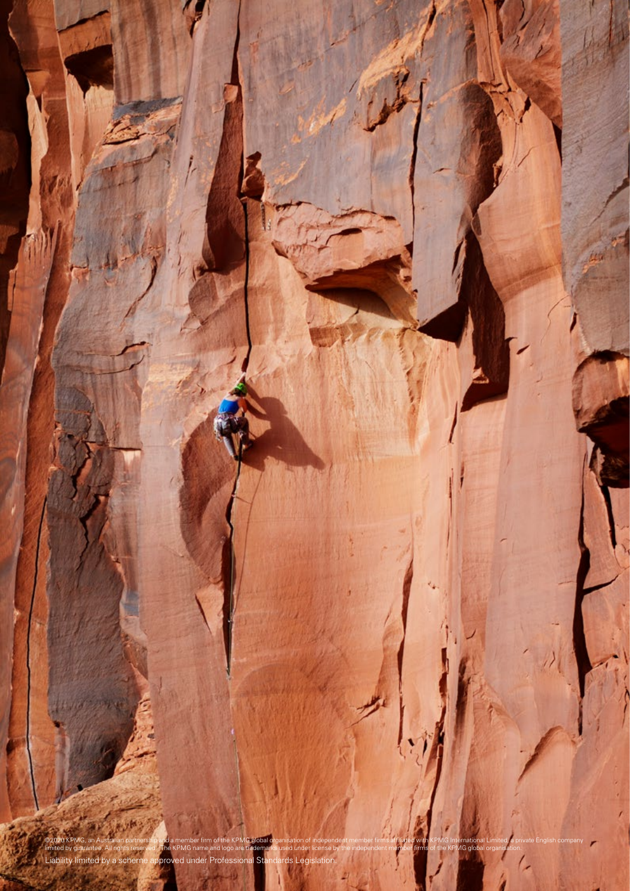©2020 KPMG, an Australian partnership and a member firm of the KPMG global organisation of independent member firms affiliated with KPMG International Limited, a private English company limited by guarantee. All rights reserved. The KPMG name and logo are trademarks used under license by the independent member firms of the KPMG global organisation.

Liability limited by a scheme approved under Professional Standards Legislation.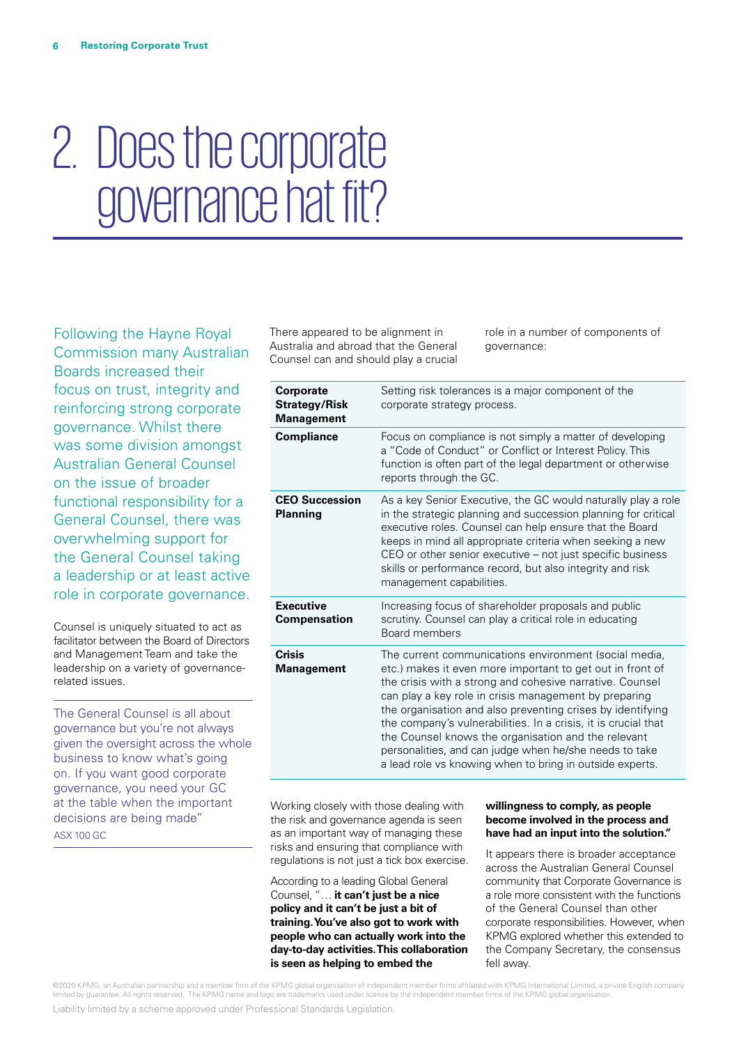# 2. Does the corporate governance hat fit?

Following the Hayne Royal Commission many Australian Boards increased their focus on trust, integrity and reinforcing strong corporate governance. Whilst there was some division amongst Australian General Counsel on the issue of broader functional responsibility for a General Counsel, there was overwhelming support for the General Counsel taking a leadership or at least active role in corporate governance.

Counsel is uniquely situated to act as facilitator between the Board of Directors and Management Team and take the leadership on a variety of governance-related issues.

> The General Counsel is all about governance but you're not always given the oversight across the whole business to know what's going on. If you want good corporate governance, you need your GC at the table when the important decisions are being made"
>
> ASX 100 GC

There appeared to be alignment in Australia and abroad that the General Counsel can and should play a crucial role in a number of components of governance:

| | |
|---|---|
| **Corporate Strategy/Risk Management** | Setting risk tolerances is a major component of the corporate strategy process. |
| **Compliance** | Focus on compliance is not simply a matter of developing a "Code of Conduct" or Conflict or Interest Policy. This function is often part of the legal department or otherwise reports through the GC. |
| **CEO Succession Planning** | As a key Senior Executive, the GC would naturally play a role in the strategic planning and succession planning for critical executive roles. Counsel can help ensure that the Board keeps in mind all appropriate criteria when seeking a new CEO or other senior executive – not just specific business skills or performance record, but also integrity and risk management capabilities. |
| **Executive Compensation** | Increasing focus of shareholder proposals and public scrutiny. Counsel can play a critical role in educating Board members |
| **Crisis Management** | The current communications environment (social media, etc.) makes it even more important to get out in front of the crisis with a strong and cohesive narrative. Counsel can play a key role in crisis management by preparing the organisation and also preventing crises by identifying the company's vulnerabilities. In a crisis, it is crucial that the Counsel knows the organisation and the relevant personalities, and can judge when he/she needs to take a lead role vs knowing when to bring in outside experts. |

Working closely with those dealing with the risk and governance agenda is seen as an important way of managing these risks and ensuring that compliance with regulations is not just a tick box exercise.

According to a leading Global General Counsel, "… **it can't just be a nice policy and it can't be just a bit of training. You've also got to work with people who can actually work into the day-to-day activities. This collaboration is seen as helping to embed the willingness to comply, as people become involved in the process and have had an input into the solution."**

It appears there is broader acceptance across the Australian General Counsel community that Corporate Governance is a role more consistent with the functions of the General Counsel than other corporate responsibilities. However, when KPMG explored whether this extended to the Company Secretary, the consensus fell away.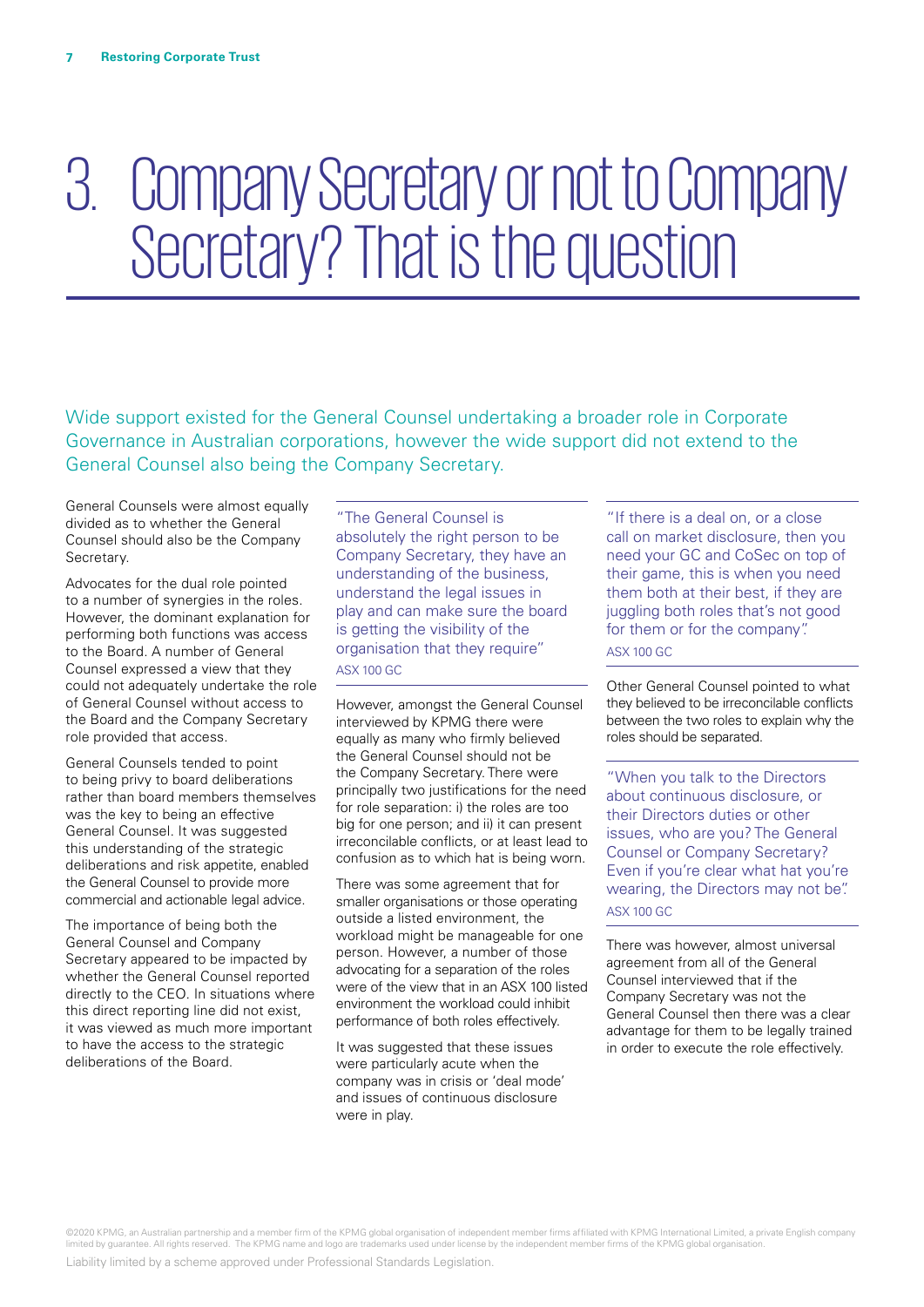# 3. Company Secretary or not to Company Secretary? That is the question

Wide support existed for the General Counsel undertaking a broader role in Corporate Governance in Australian corporations, however the wide support did not extend to the General Counsel also being the Company Secretary.

General Counsels were almost equally divided as to whether the General Counsel should also be the Company Secretary.

Advocates for the dual role pointed to a number of synergies in the roles. However, the dominant explanation for performing both functions was access to the Board. A number of General Counsel expressed a view that they could not adequately undertake the role of General Counsel without access to the Board and the Company Secretary role provided that access.

General Counsels tended to point to being privy to board deliberations rather than board members themselves was the key to being an effective General Counsel. It was suggested this understanding of the strategic deliberations and risk appetite, enabled the General Counsel to provide more commercial and actionable legal advice.

The importance of being both the General Counsel and Company Secretary appeared to be impacted by whether the General Counsel reported directly to the CEO. In situations where this direct reporting line did not exist, it was viewed as much more important to have the access to the strategic deliberations of the Board.

> "The General Counsel is absolutely the right person to be Company Secretary, they have an understanding of the business, understand the legal issues in play and can make sure the board is getting the visibility of the organisation that they require"
>
> ASX 100 GC

However, amongst the General Counsel interviewed by KPMG there were equally as many who firmly believed the General Counsel should not be the Company Secretary. There were principally two justifications for the need for role separation: i) the roles are too big for one person; and ii) it can present irreconcilable conflicts, or at least lead to confusion as to which hat is being worn.

There was some agreement that for smaller organisations or those operating outside a listed environment, the workload might be manageable for one person. However, a number of those advocating for a separation of the roles were of the view that in an ASX 100 listed environment the workload could inhibit performance of both roles effectively.

It was suggested that these issues were particularly acute when the company was in crisis or 'deal mode' and issues of continuous disclosure were in play.

> "If there is a deal on, or a close call on market disclosure, then you need your GC and CoSec on top of their game, this is when you need them both at their best, if they are juggling both roles that's not good for them or for the company".
>
> ASX 100 GC

Other General Counsel pointed to what they believed to be irreconcilable conflicts between the two roles to explain why the roles should be separated.

> "When you talk to the Directors about continuous disclosure, or their Directors duties or other issues, who are you? The General Counsel or Company Secretary? Even if you're clear what hat you're wearing, the Directors may not be".
>
> ASX 100 GC

There was however, almost universal agreement from all of the General Counsel interviewed that if the Company Secretary was not the General Counsel then there was a clear advantage for them to be legally trained in order to execute the role effectively.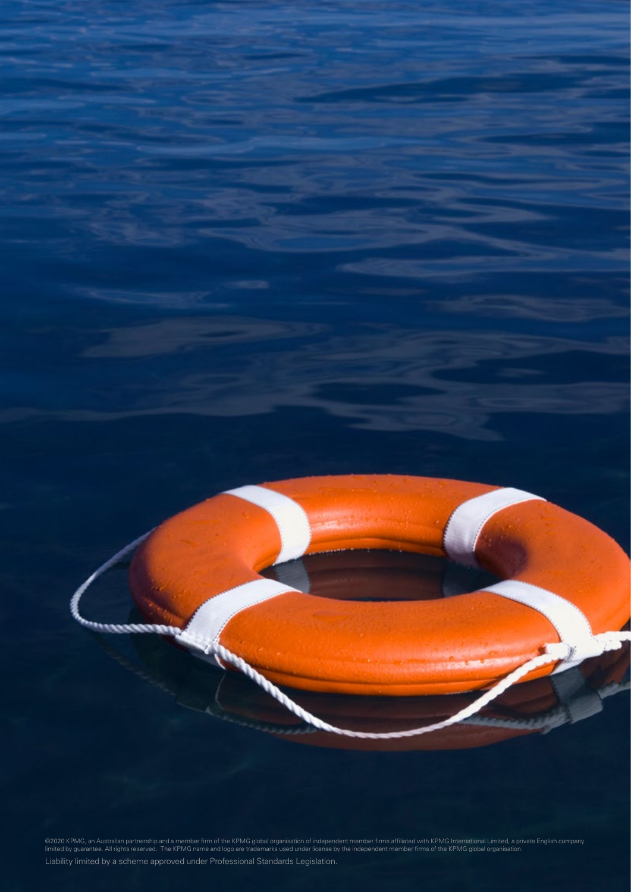©2020 KPMG, an Australian partnership and a member firm of the KPMG global organisation of independent member firms affiliated with KPMG International Limited, a private English company limited by guarantee. All rights reserved. The KPMG name and logo are trademarks used under license by the independent member firms of the KPMG global organisation.

Liability limited by a scheme approved under Professional Standards Legislation.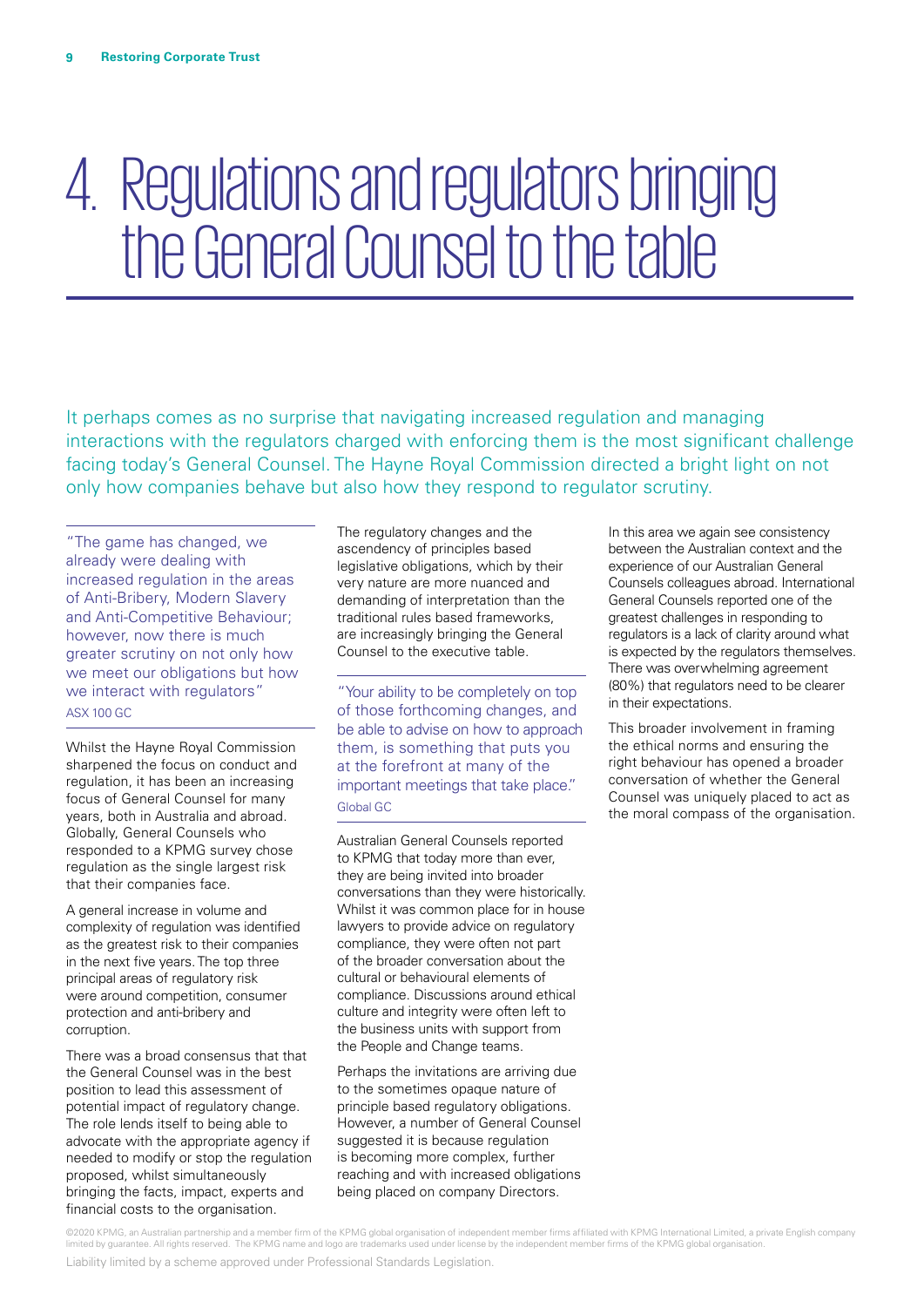# 4. Regulations and regulators bringing the General Counsel to the table

It perhaps comes as no surprise that navigating increased regulation and managing interactions with the regulators charged with enforcing them is the most significant challenge facing today's General Counsel. The Hayne Royal Commission directed a bright light on not only how companies behave but also how they respond to regulator scrutiny.

> "The game has changed, we already were dealing with increased regulation in the areas of Anti-Bribery, Modern Slavery and Anti-Competitive Behaviour; however, now there is much greater scrutiny on not only how we meet our obligations but how we interact with regulators"
> ASX 100 GC

Whilst the Hayne Royal Commission sharpened the focus on conduct and regulation, it has been an increasing focus of General Counsel for many years, both in Australia and abroad. Globally, General Counsels who responded to a KPMG survey chose regulation as the single largest risk that their companies face.

A general increase in volume and complexity of regulation was identified as the greatest risk to their companies in the next five years. The top three principal areas of regulatory risk were around competition, consumer protection and anti-bribery and corruption.

There was a broad consensus that that the General Counsel was in the best position to lead this assessment of potential impact of regulatory change. The role lends itself to being able to advocate with the appropriate agency if needed to modify or stop the regulation proposed, whilst simultaneously bringing the facts, impact, experts and financial costs to the organisation.

The regulatory changes and the ascendency of principles based legislative obligations, which by their very nature are more nuanced and demanding of interpretation than the traditional rules based frameworks, are increasingly bringing the General Counsel to the executive table.

> "Your ability to be completely on top of those forthcoming changes, and be able to advise on how to approach them, is something that puts you at the forefront at many of the important meetings that take place."
> Global GC

Australian General Counsels reported to KPMG that today more than ever, they are being invited into broader conversations than they were historically. Whilst it was common place for in house lawyers to provide advice on regulatory compliance, they were often not part of the broader conversation about the cultural or behavioural elements of compliance. Discussions around ethical culture and integrity were often left to the business units with support from the People and Change teams.

Perhaps the invitations are arriving due to the sometimes opaque nature of principle based regulatory obligations. However, a number of General Counsel suggested it is because regulation is becoming more complex, further reaching and with increased obligations being placed on company Directors.

In this area we again see consistency between the Australian context and the experience of our Australian General Counsels colleagues abroad. International General Counsels reported one of the greatest challenges in responding to regulators is a lack of clarity around what is expected by the regulators themselves. There was overwhelming agreement (80%) that regulators need to be clearer in their expectations.

This broader involvement in framing the ethical norms and ensuring the right behaviour has opened a broader conversation of whether the General Counsel was uniquely placed to act as the moral compass of the organisation.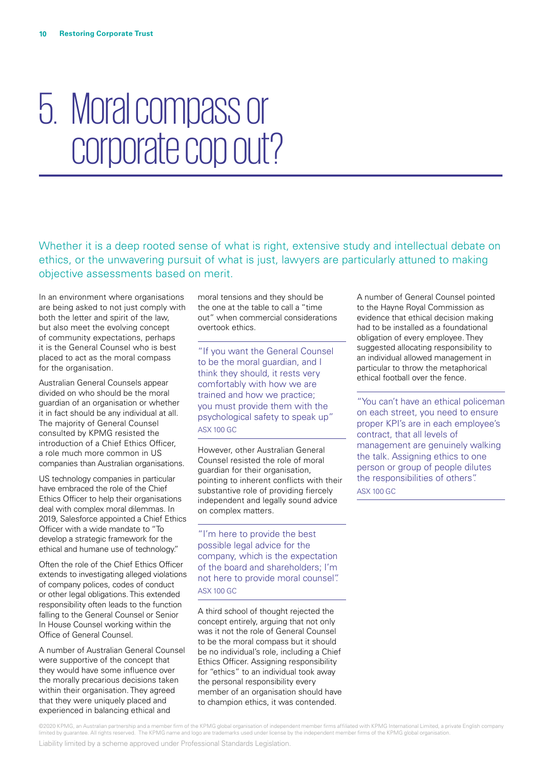# 5. Moral compass or corporate cop out?

Whether it is a deep rooted sense of what is right, extensive study and intellectual debate on ethics, or the unwavering pursuit of what is just, lawyers are particularly attuned to making objective assessments based on merit.

In an environment where organisations are being asked to not just comply with both the letter and spirit of the law, but also meet the evolving concept of community expectations, perhaps it is the General Counsel who is best placed to act as the moral compass for the organisation.

Australian General Counsels appear divided on who should be the moral guardian of an organisation or whether it in fact should be any individual at all. The majority of General Counsel consulted by KPMG resisted the introduction of a Chief Ethics Officer, a role much more common in US companies than Australian organisations.

US technology companies in particular have embraced the role of the Chief Ethics Officer to help their organisations deal with complex moral dilemmas. In 2019, Salesforce appointed a Chief Ethics Officer with a wide mandate to "To develop a strategic framework for the ethical and humane use of technology."

Often the role of the Chief Ethics Officer extends to investigating alleged violations of company polices, codes of conduct or other legal obligations. This extended responsibility often leads to the function falling to the General Counsel or Senior In House Counsel working within the Office of General Counsel.

A number of Australian General Counsel were supportive of the concept that they would have some influence over the morally precarious decisions taken within their organisation. They agreed that they were uniquely placed and experienced in balancing ethical and moral tensions and they should be the one at the table to call a "time out" when commercial considerations overtook ethics.

> "If you want the General Counsel to be the moral guardian, and I think they should, it rests very comfortably with how we are trained and how we practice; you must provide them with the psychological safety to speak up"
>
> ASX 100 GC

However, other Australian General Counsel resisted the role of moral guardian for their organisation, pointing to inherent conflicts with their substantive role of providing fiercely independent and legally sound advice on complex matters.

> "I'm here to provide the best possible legal advice for the company, which is the expectation of the board and shareholders; I'm not here to provide moral counsel".
>
> ASX 100 GC

A third school of thought rejected the concept entirely, arguing that not only was it not the role of General Counsel to be the moral compass but it should be no individual's role, including a Chief Ethics Officer. Assigning responsibility for "ethics" to an individual took away the personal responsibility every member of an organisation should have to champion ethics, it was contended.

A number of General Counsel pointed to the Hayne Royal Commission as evidence that ethical decision making had to be installed as a foundational obligation of every employee. They suggested allocating responsibility to an individual allowed management in particular to throw the metaphorical ethical football over the fence.

> "You can't have an ethical policeman on each street, you need to ensure proper KPI's are in each employee's contract, that all levels of management are genuinely walking the talk. Assigning ethics to one person or group of people dilutes the responsibilities of others".
>
> ASX 100 GC

©2020 KPMG, an Australian partnership and a member firm of the KPMG global organisation of independent member firms affiliated with KPMG International Limited, a private English company limited by guarantee. All rights reserved. The KPMG name and logo are trademarks used under license by the independent member firms of the KPMG global organisation.

Liability limited by a scheme approved under Professional Standards Legislation.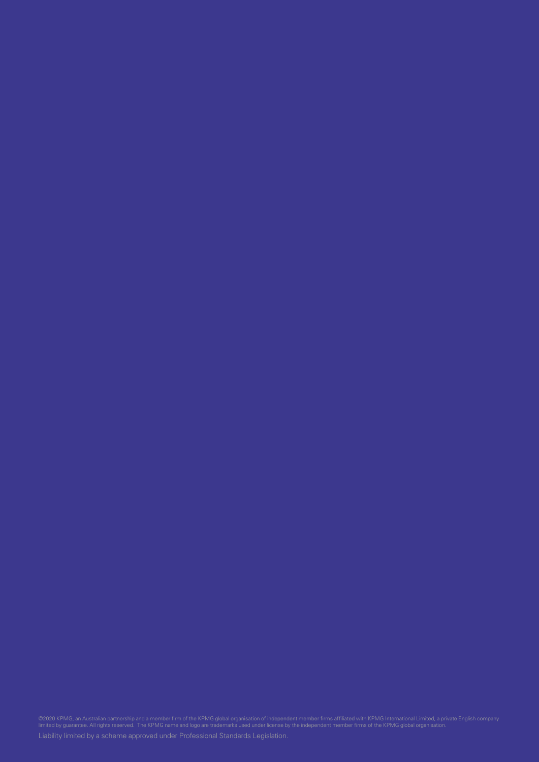©2020 KPMG, an Australian partnership and a member firm of the KPMG global organisation of independent member firms affiliated with KPMG International Limited, a private English company limited by guarantee. All rights reserved. The KPMG name and logo are trademarks used under license by the independent member firms of the KPMG global organisation.

Liability limited by a scheme approved under Professional Standards Legislation.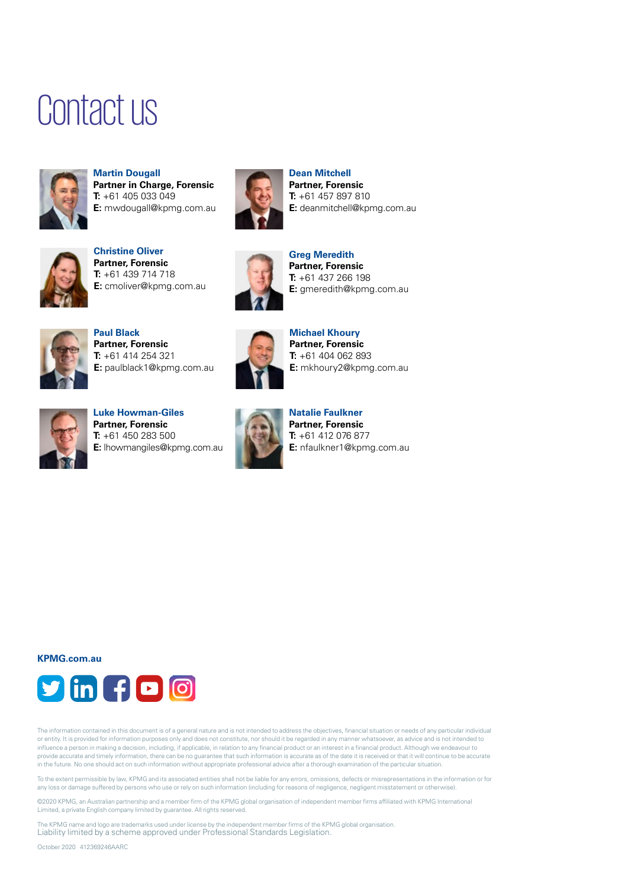# Contact us

**Martin Dougall**
**Partner in Charge, Forensic**
**T:** +61 405 033 049
**E:** mwdougall@kpmg.com.au

**Dean Mitchell**
**Partner, Forensic**
**T:** +61 457 897 810
**E:** deanmitchell@kpmg.com.au

**Christine Oliver**
**Partner, Forensic**
**T:** +61 439 714 718
**E:** cmoliver@kpmg.com.au

**Greg Meredith**
**Partner, Forensic**
**T:** +61 437 266 198
**E:** gmeredith@kpmg.com.au

**Paul Black**
**Partner, Forensic**
**T:** +61 414 254 321
**E:** paulblack1@kpmg.com.au

**Michael Khoury**
**Partner, Forensic**
**T:** +61 404 062 893
**E:** mkhoury2@kpmg.com.au

**Luke Howman-Giles**
**Partner, Forensic**
**T:** +61 450 283 500
**E:** lhowmangiles@kpmg.com.au

**Natalie Faulkner**
**Partner, Forensic**
**T:** +61 412 076 877
**E:** nfaulkner1@kpmg.com.au

**KPMG.com.au**

The information contained in this document is of a general nature and is not intended to address the objectives, financial situation or needs of any particular individual or entity. It is provided for information purposes only and does not constitute, nor should it be regarded in any manner whatsoever, as advice and is not intended to influence a person in making a decision, including, if applicable, in relation to any financial product or an interest in a financial product. Although we endeavour to provide accurate and timely information, there can be no guarantee that such information is accurate as of the date it is received or that it will continue to be accurate in the future. No one should act on such information without appropriate professional advice after a thorough examination of the particular situation.

To the extent permissible by law, KPMG and its associated entities shall not be liable for any errors, omissions, defects or misrepresentations in the information or for any loss or damage suffered by persons who use or rely on such information (including for reasons of negligence, negligent misstatement or otherwise).

©2020 KPMG, an Australian partnership and a member firm of the KPMG global organisation of independent member firms affiliated with KPMG International Limited, a private English company limited by guarantee. All rights reserved.

The KPMG name and logo are trademarks used under license by the independent member firms of the KPMG global organisation.
Liability limited by a scheme approved under Professional Standards Legislation.

October 2020 412369246AARC